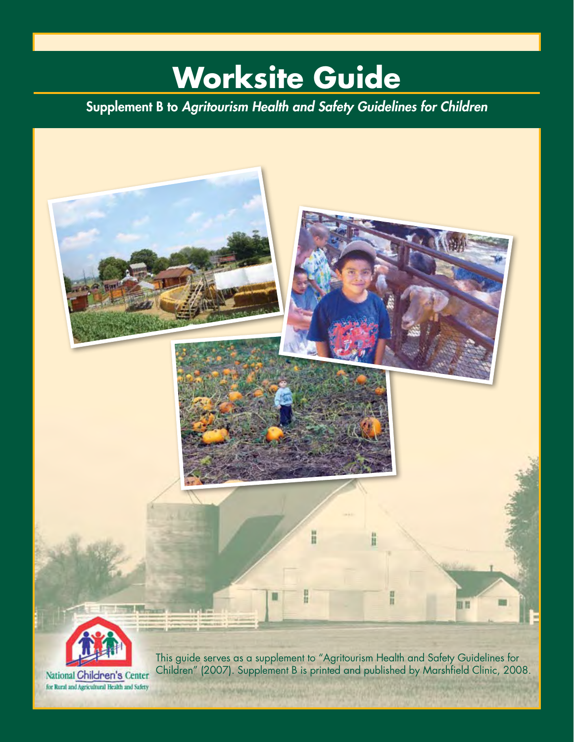# Worksite Guide

**Supplement B to *Agritourism Health and Safety Guidelines for Children***

This guide serves as a supplement to "Agritourism Health and Safety Guidelines for Children" (2007). Supplement B is printed and published by Marshfield Clinic, 2008.

National Children's Center for Rural and Agricultural Health and Safety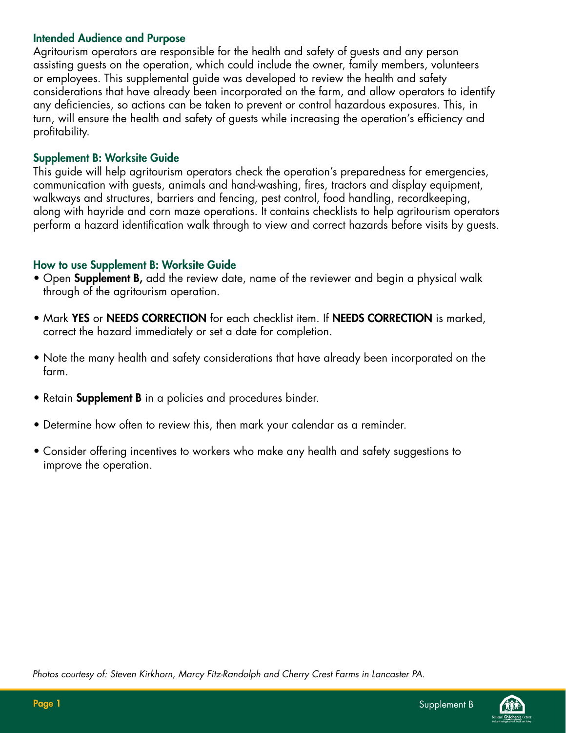## Intended Audience and Purpose

Agritourism operators are responsible for the health and safety of guests and any person assisting guests on the operation, which could include the owner, family members, volunteers or employees. This supplemental guide was developed to review the health and safety considerations that have already been incorporated on the farm, and allow operators to identify any deficiencies, so actions can be taken to prevent or control hazardous exposures. This, in turn, will ensure the health and safety of guests while increasing the operation's efficiency and profitability.

## Supplement B: Worksite Guide

This guide will help agritourism operators check the operation's preparedness for emergencies, communication with guests, animals and hand-washing, fires, tractors and display equipment, walkways and structures, barriers and fencing, pest control, food handling, recordkeeping, along with hayride and corn maze operations. It contains checklists to help agritourism operators perform a hazard identification walk through to view and correct hazards before visits by guests.

## How to use Supplement B: Worksite Guide

- Open **Supplement B,** add the review date, name of the reviewer and begin a physical walk through of the agritourism operation.
- Mark **YES** or **NEEDS CORRECTION** for each checklist item. If **NEEDS CORRECTION** is marked, correct the hazard immediately or set a date for completion.
- Note the many health and safety considerations that have already been incorporated on the farm.
- Retain **Supplement B** in a policies and procedures binder.
- Determine how often to review this, then mark your calendar as a reminder.
- Consider offering incentives to workers who make any health and safety suggestions to improve the operation.

*Photos courtesy of: Steven Kirkhorn, Marcy Fitz-Randolph and Cherry Crest Farms in Lancaster PA.*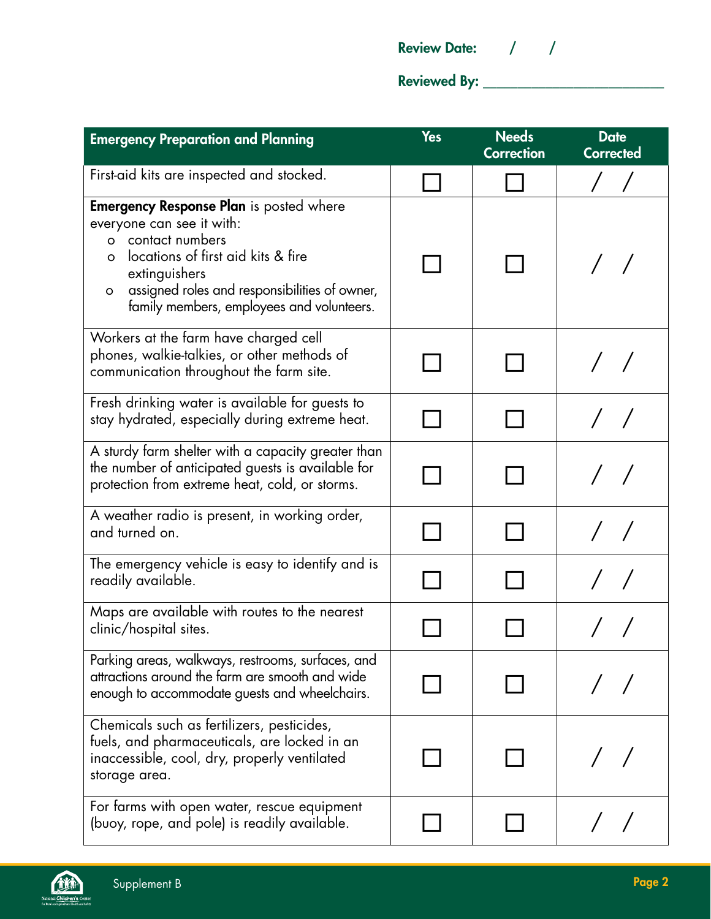Review Date: / /

Reviewed By: ______________________

| Emergency Preparation and Planning | Yes | Needs Correction | Date Corrected |
|---|---|---|---|
| First-aid kits are inspected and stocked. | ☐ | ☐ | / / |
| **Emergency Response Plan** is posted where everyone can see it with:<br>o contact numbers<br>o locations of first aid kits & fire extinguishers<br>o assigned roles and responsibilities of owner, family members, employees and volunteers. | ☐ | ☐ | / / |
| Workers at the farm have charged cell phones, walkie-talkies, or other methods of communication throughout the farm site. | ☐ | ☐ | / / |
| Fresh drinking water is available for guests to stay hydrated, especially during extreme heat. | ☐ | ☐ | / / |
| A sturdy farm shelter with a capacity greater than the number of anticipated guests is available for protection from extreme heat, cold, or storms. | ☐ | ☐ | / / |
| A weather radio is present, in working order, and turned on. | ☐ | ☐ | / / |
| The emergency vehicle is easy to identify and is readily available. | ☐ | ☐ | / / |
| Maps are available with routes to the nearest clinic/hospital sites. | ☐ | ☐ | / / |
| Parking areas, walkways, restrooms, surfaces, and attractions around the farm are smooth and wide enough to accommodate guests and wheelchairs. | ☐ | ☐ | / / |
| Chemicals such as fertilizers, pesticides, fuels, and pharmaceuticals, are locked in an inaccessible, cool, dry, properly ventilated storage area. | ☐ | ☐ | / / |
| For farms with open water, rescue equipment (buoy, rope, and pole) is readily available. | ☐ | ☐ | / / |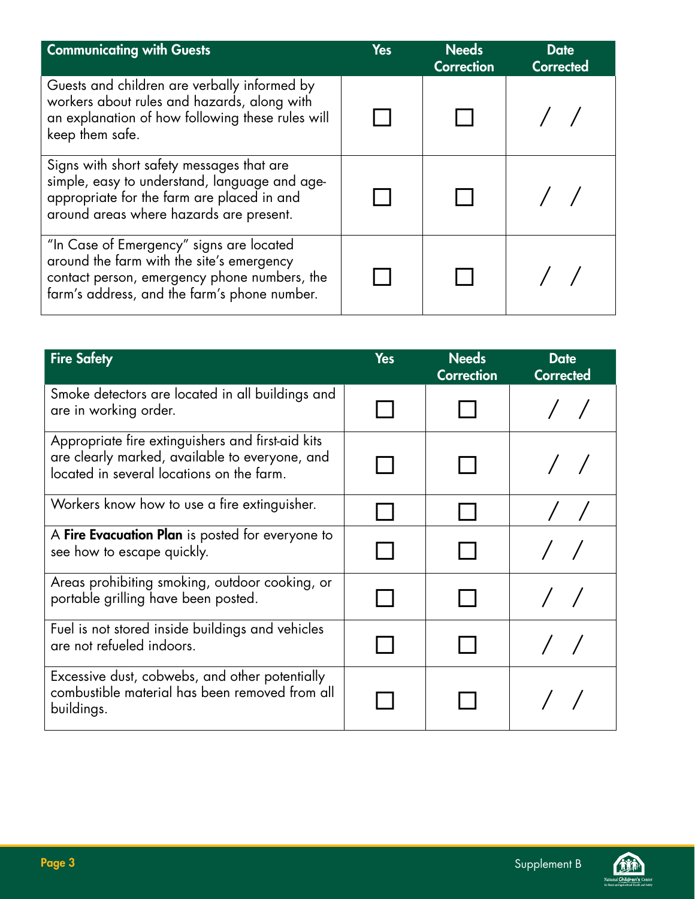| Communicating with Guests | Yes | Needs Correction | Date Corrected |
|---|---|---|---|
| Guests and children are verbally informed by workers about rules and hazards, along with an explanation of how following these rules will keep them safe. | ☐ | ☐ | / / |
| Signs with short safety messages that are simple, easy to understand, language and age-appropriate for the farm are placed in and around areas where hazards are present. | ☐ | ☐ | / / |
| "In Case of Emergency" signs are located around the farm with the site's emergency contact person, emergency phone numbers, the farm's address, and the farm's phone number. | ☐ | ☐ | / / |

| Fire Safety | Yes | Needs Correction | Date Corrected |
|---|---|---|---|
| Smoke detectors are located in all buildings and are in working order. | ☐ | ☐ | / / |
| Appropriate fire extinguishers and first-aid kits are clearly marked, available to everyone, and located in several locations on the farm. | ☐ | ☐ | / / |
| Workers know how to use a fire extinguisher. | ☐ | ☐ | / / |
| A **Fire Evacuation Plan** is posted for everyone to see how to escape quickly. | ☐ | ☐ | / / |
| Areas prohibiting smoking, outdoor cooking, or portable grilling have been posted. | ☐ | ☐ | / / |
| Fuel is not stored inside buildings and vehicles are not refueled indoors. | ☐ | ☐ | / / |
| Excessive dust, cobwebs, and other potentially combustible material has been removed from all buildings. | ☐ | ☐ | / / |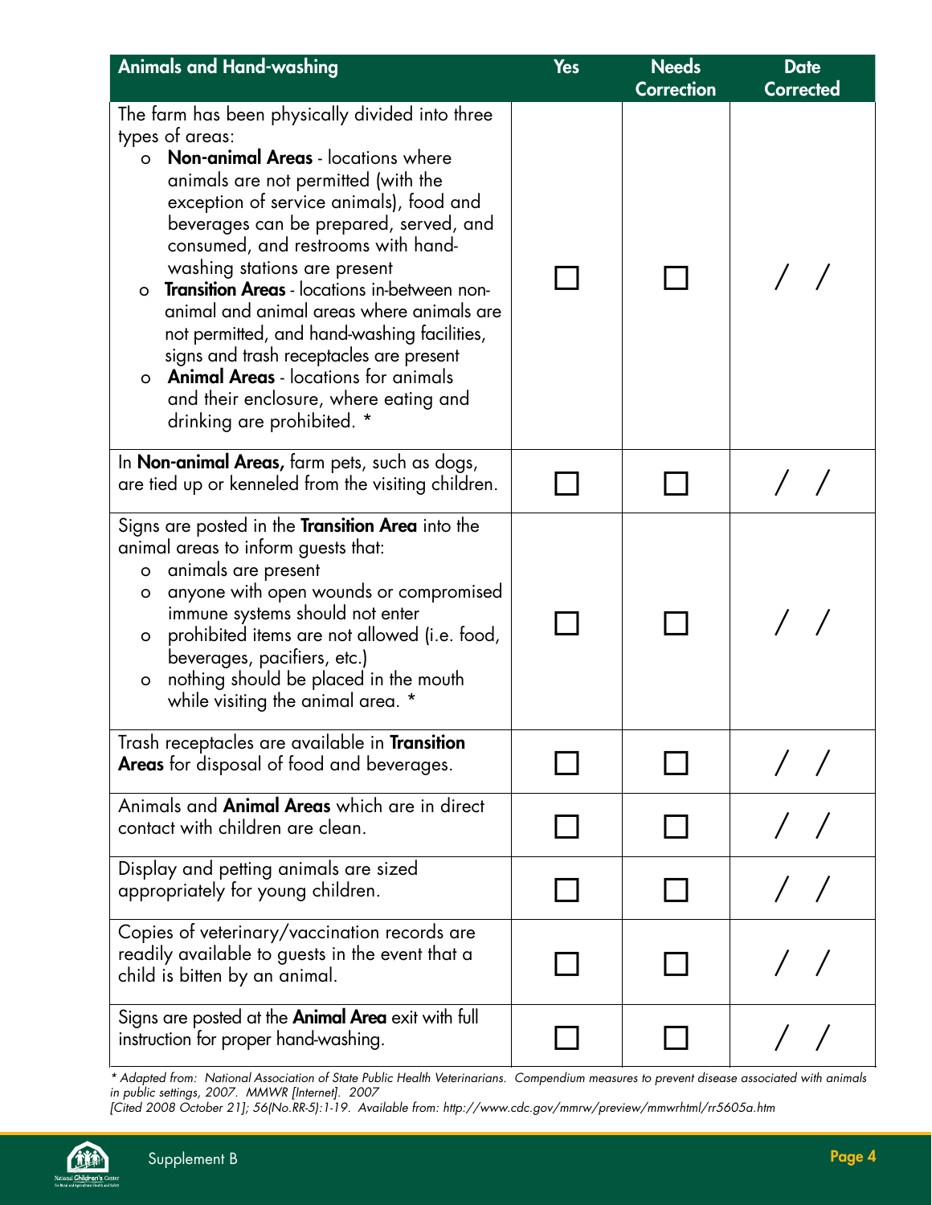| Animals and Hand-washing | Yes | Needs Correction | Date Corrected |
|---|---|---|---|
| The farm has been physically divided into three types of areas:<br>o **Non-animal Areas** - locations where animals are not permitted (with the exception of service animals), food and beverages can be prepared, served, and consumed, and restrooms with hand-washing stations are present<br>o **Transition Areas** - locations in-between non-animal and animal areas where animals are not permitted, and hand-washing facilities, signs and trash receptacles are present<br>o **Animal Areas** - locations for animals and their enclosure, where eating and drinking are prohibited. * | ☐ | ☐ | / / |
| In **Non-animal Areas,** farm pets, such as dogs, are tied up or kenneled from the visiting children. | ☐ | ☐ | / / |
| Signs are posted in the **Transition Area** into the animal areas to inform guests that:<br>o animals are present<br>o anyone with open wounds or compromised immune systems should not enter<br>o prohibited items are not allowed (i.e. food, beverages, pacifiers, etc.)<br>o nothing should be placed in the mouth while visiting the animal area. * | ☐ | ☐ | / / |
| Trash receptacles are available in **Transition Areas** for disposal of food and beverages. | ☐ | ☐ | / / |
| Animals and **Animal Areas** which are in direct contact with children are clean. | ☐ | ☐ | / / |
| Display and petting animals are sized appropriately for young children. | ☐ | ☐ | / / |
| Copies of veterinary/vaccination records are readily available to guests in the event that a child is bitten by an animal. | ☐ | ☐ | / / |
| Signs are posted at the **Animal Area** exit with full instruction for proper hand-washing. | ☐ | ☐ | / / |

*\* Adapted from: National Association of State Public Health Veterinarians. Compendium measures to prevent disease associated with animals in public settings, 2007. MMWR [Internet]. 2007 [Cited 2008 October 21]; 56(No.RR-5):1-19. Available from: http://www.cdc.gov/mmwr/preview/mmwrhtml/rr5605a.htm*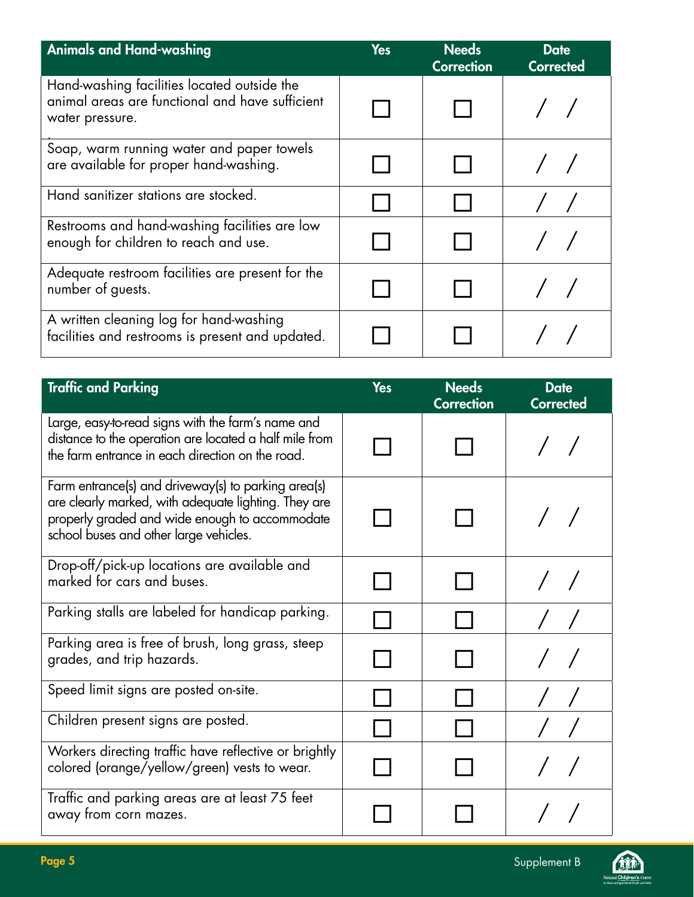| Animals and Hand-washing | Yes | Needs Correction | Date Corrected |
|---|---|---|---|
| Hand-washing facilities located outside the animal areas are functional and have sufficient water pressure. | ☐ | ☐ | / / |
| Soap, warm running water and paper towels are available for proper hand-washing. | ☐ | ☐ | / / |
| Hand sanitizer stations are stocked. | ☐ | ☐ | / / |
| Restrooms and hand-washing facilities are low enough for children to reach and use. | ☐ | ☐ | / / |
| Adequate restroom facilities are present for the number of guests. | ☐ | ☐ | / / |
| A written cleaning log for hand-washing facilities and restrooms is present and updated. | ☐ | ☐ | / / |

| Traffic and Parking | Yes | Needs Correction | Date Corrected |
|---|---|---|---|
| Large, easy-to-read signs with the farm's name and distance to the operation are located a half mile from the farm entrance in each direction on the road. | ☐ | ☐ | / / |
| Farm entrance(s) and driveway(s) to parking area(s) are clearly marked, with adequate lighting. They are properly graded and wide enough to accommodate school buses and other large vehicles. | ☐ | ☐ | / / |
| Drop-off/pick-up locations are available and marked for cars and buses. | ☐ | ☐ | / / |
| Parking stalls are labeled for handicap parking. | ☐ | ☐ | / / |
| Parking area is free of brush, long grass, steep grades, and trip hazards. | ☐ | ☐ | / / |
| Speed limit signs are posted on-site. | ☐ | ☐ | / / |
| Children present signs are posted. | ☐ | ☐ | / / |
| Workers directing traffic have reflective or brightly colored (orange/yellow/green) vests to wear. | ☐ | ☐ | / / |
| Traffic and parking areas are at least 75 feet away from corn mazes. | ☐ | ☐ | / / |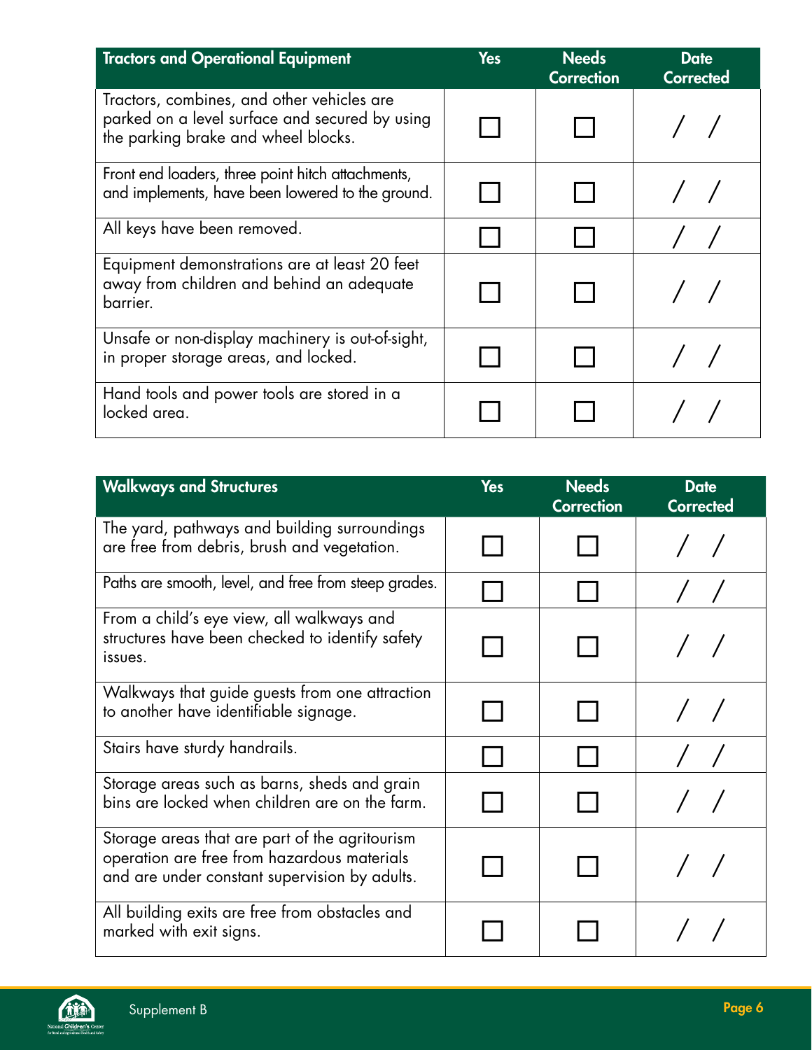| Tractors and Operational Equipment | Yes | Needs Correction | Date Corrected |
|---|---|---|---|
| Tractors, combines, and other vehicles are parked on a level surface and secured by using the parking brake and wheel blocks. | ☐ | ☐ | / / |
| Front end loaders, three point hitch attachments, and implements, have been lowered to the ground. | ☐ | ☐ | / / |
| All keys have been removed. | ☐ | ☐ | / / |
| Equipment demonstrations are at least 20 feet away from children and behind an adequate barrier. | ☐ | ☐ | / / |
| Unsafe or non-display machinery is out-of-sight, in proper storage areas, and locked. | ☐ | ☐ | / / |
| Hand tools and power tools are stored in a locked area. | ☐ | ☐ | / / |

| Walkways and Structures | Yes | Needs Correction | Date Corrected |
|---|---|---|---|
| The yard, pathways and building surroundings are free from debris, brush and vegetation. | ☐ | ☐ | / / |
| Paths are smooth, level, and free from steep grades. | ☐ | ☐ | / / |
| From a child's eye view, all walkways and structures have been checked to identify safety issues. | ☐ | ☐ | / / |
| Walkways that guide guests from one attraction to another have identifiable signage. | ☐ | ☐ | / / |
| Stairs have sturdy handrails. | ☐ | ☐ | / / |
| Storage areas such as barns, sheds and grain bins are locked when children are on the farm. | ☐ | ☐ | / / |
| Storage areas that are part of the agritourism operation are free from hazardous materials and are under constant supervision by adults. | ☐ | ☐ | / / |
| All building exits are free from obstacles and marked with exit signs. | ☐ | ☐ | / / |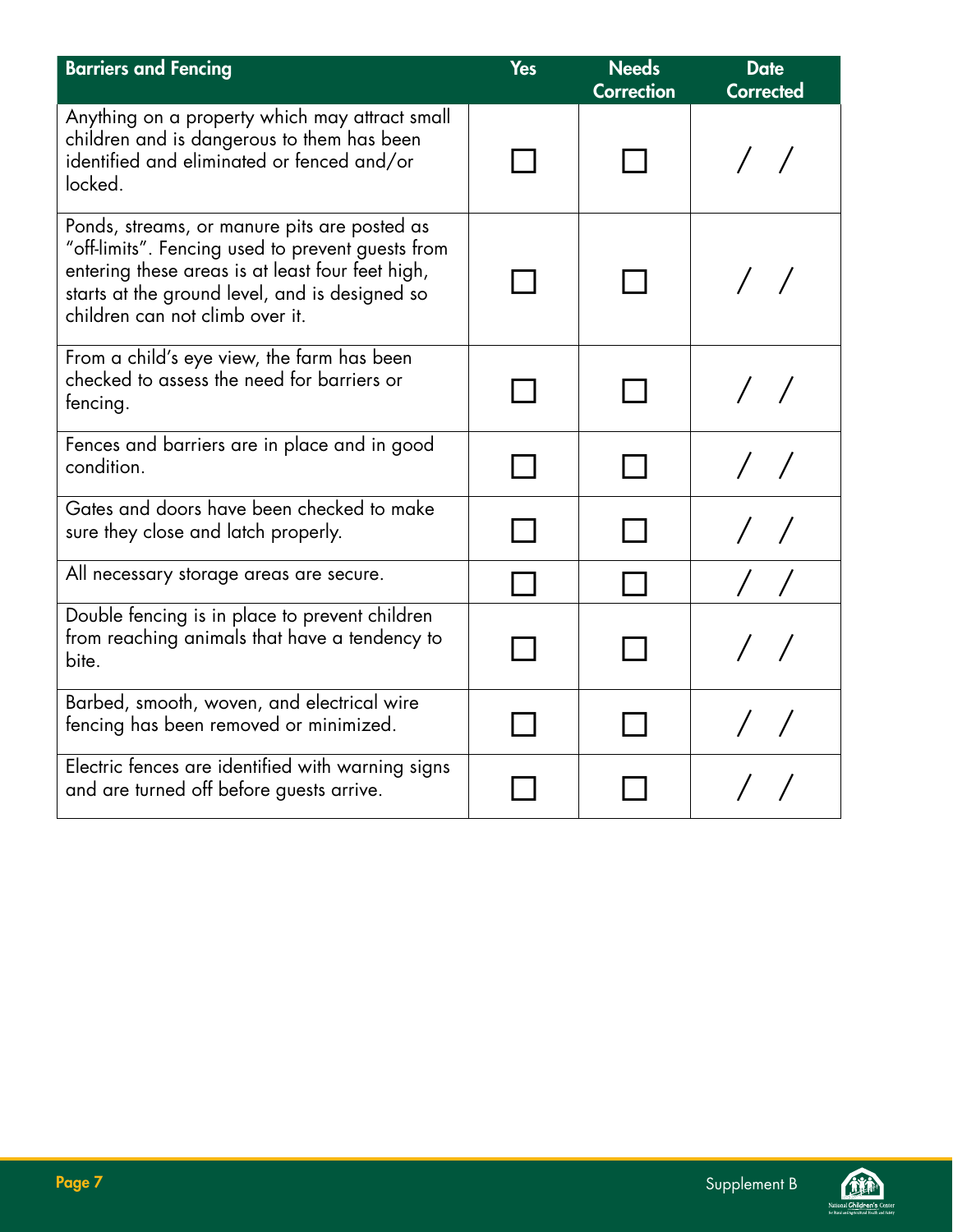| Barriers and Fencing | Yes | Needs Correction | Date Corrected |
|---|---|---|---|
| Anything on a property which may attract small children and is dangerous to them has been identified and eliminated or fenced and/or locked. | ☐ | ☐ | / / |
| Ponds, streams, or manure pits are posted as "off-limits". Fencing used to prevent guests from entering these areas is at least four feet high, starts at the ground level, and is designed so children can not climb over it. | ☐ | ☐ | / / |
| From a child's eye view, the farm has been checked to assess the need for barriers or fencing. | ☐ | ☐ | / / |
| Fences and barriers are in place and in good condition. | ☐ | ☐ | / / |
| Gates and doors have been checked to make sure they close and latch properly. | ☐ | ☐ | / / |
| All necessary storage areas are secure. | ☐ | ☐ | / / |
| Double fencing is in place to prevent children from reaching animals that have a tendency to bite. | ☐ | ☐ | / / |
| Barbed, smooth, woven, and electrical wire fencing has been removed or minimized. | ☐ | ☐ | / / |
| Electric fences are identified with warning signs and are turned off before guests arrive. | ☐ | ☐ | / / |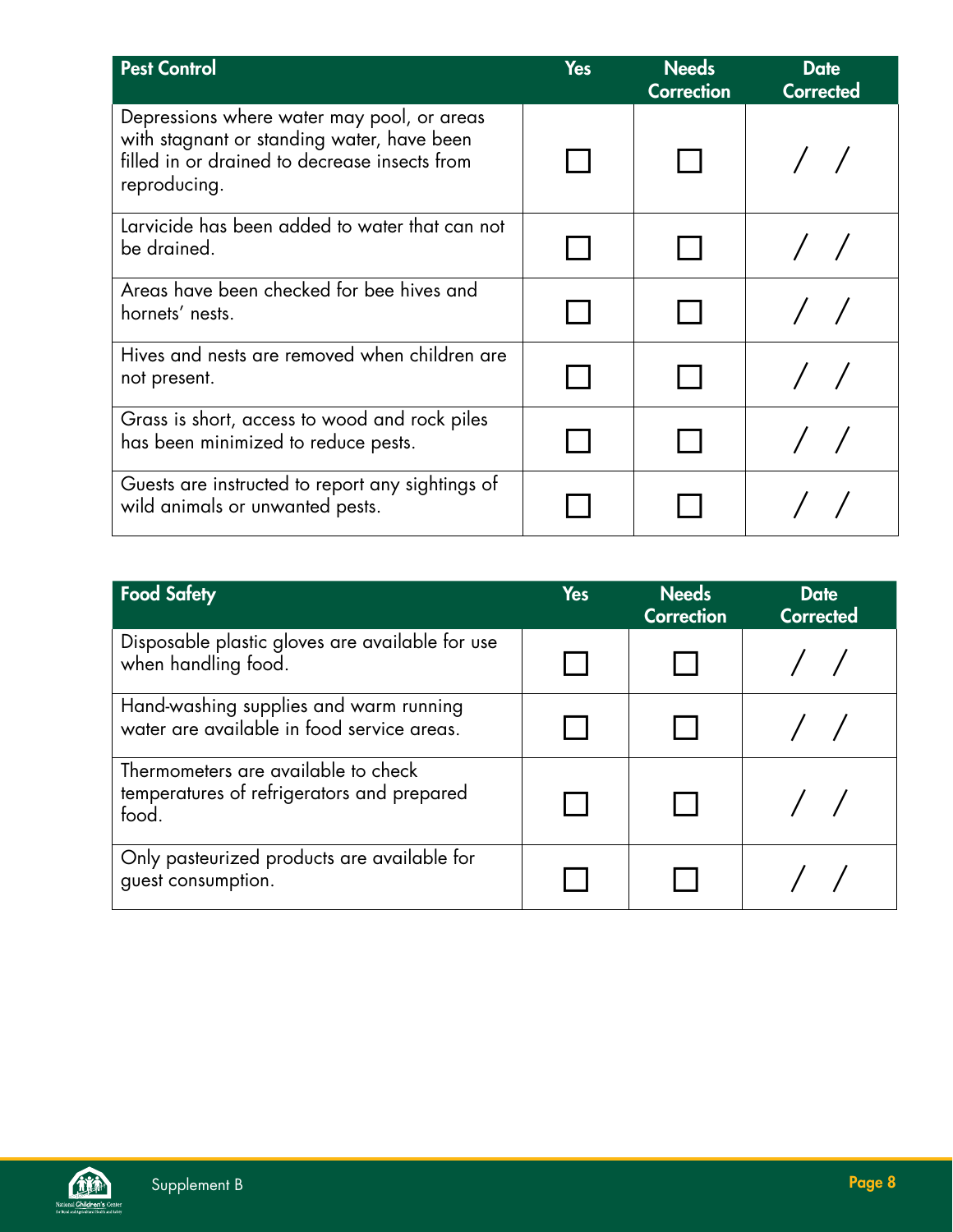| Pest Control | Yes | Needs Correction | Date Corrected |
| --- | --- | --- | --- |
| Depressions where water may pool, or areas with stagnant or standing water, have been filled in or drained to decrease insects from reproducing. | ☐ | ☐ | / / |
| Larvicide has been added to water that can not be drained. | ☐ | ☐ | / / |
| Areas have been checked for bee hives and hornets' nests. | ☐ | ☐ | / / |
| Hives and nests are removed when children are not present. | ☐ | ☐ | / / |
| Grass is short, access to wood and rock piles has been minimized to reduce pests. | ☐ | ☐ | / / |
| Guests are instructed to report any sightings of wild animals or unwanted pests. | ☐ | ☐ | / / |

| Food Safety | Yes | Needs Correction | Date Corrected |
| --- | --- | --- | --- |
| Disposable plastic gloves are available for use when handling food. | ☐ | ☐ | / / |
| Hand-washing supplies and warm running water are available in food service areas. | ☐ | ☐ | / / |
| Thermometers are available to check temperatures of refrigerators and prepared food. | ☐ | ☐ | / / |
| Only pasteurized products are available for guest consumption. | ☐ | ☐ | / / |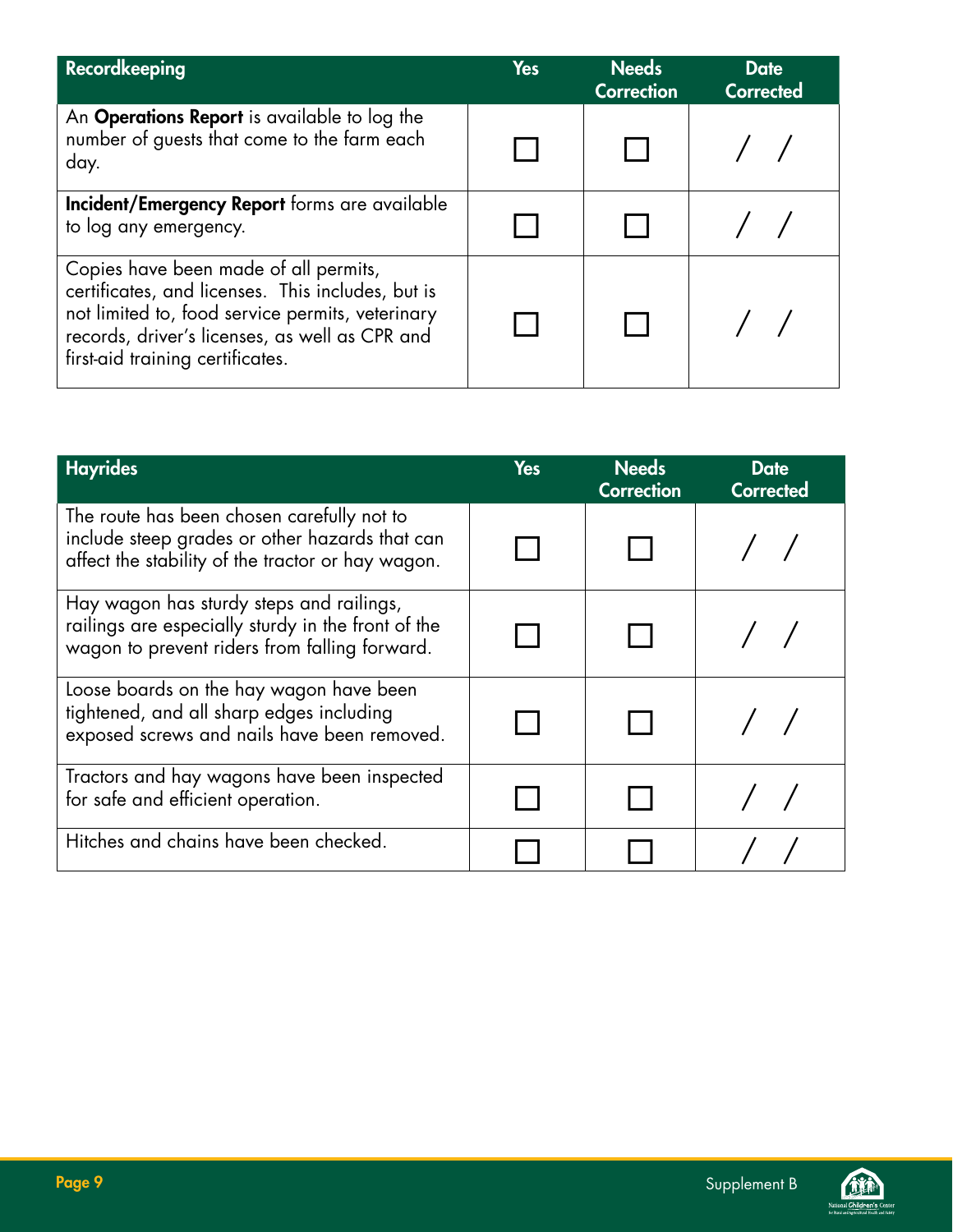| Recordkeeping | Yes | Needs Correction | Date Corrected |
| --- | --- | --- | --- |
| An **Operations Report** is available to log the number of guests that come to the farm each day. | ☐ | ☐ | / / |
| **Incident/Emergency Report** forms are available to log any emergency. | ☐ | ☐ | / / |
| Copies have been made of all permits, certificates, and licenses. This includes, but is not limited to, food service permits, veterinary records, driver's licenses, as well as CPR and first-aid training certificates. | ☐ | ☐ | / / |

| Hayrides | Yes | Needs Correction | Date Corrected |
| --- | --- | --- | --- |
| The route has been chosen carefully not to include steep grades or other hazards that can affect the stability of the tractor or hay wagon. | ☐ | ☐ | / / |
| Hay wagon has sturdy steps and railings, railings are especially sturdy in the front of the wagon to prevent riders from falling forward. | ☐ | ☐ | / / |
| Loose boards on the hay wagon have been tightened, and all sharp edges including exposed screws and nails have been removed. | ☐ | ☐ | / / |
| Tractors and hay wagons have been inspected for safe and efficient operation. | ☐ | ☐ | / / |
| Hitches and chains have been checked. | ☐ | ☐ | / / |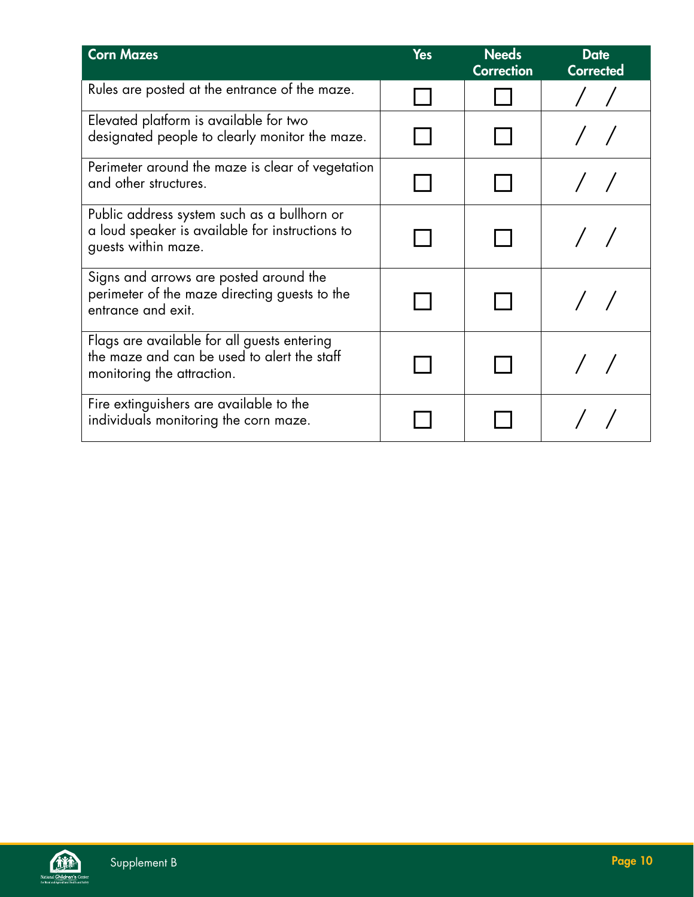| Corn Mazes | Yes | Needs Correction | Date Corrected |
|---|---|---|---|
| Rules are posted at the entrance of the maze. | ☐ | ☐ | / / |
| Elevated platform is available for two designated people to clearly monitor the maze. | ☐ | ☐ | / / |
| Perimeter around the maze is clear of vegetation and other structures. | ☐ | ☐ | / / |
| Public address system such as a bullhorn or a loud speaker is available for instructions to guests within maze. | ☐ | ☐ | / / |
| Signs and arrows are posted around the perimeter of the maze directing guests to the entrance and exit. | ☐ | ☐ | / / |
| Flags are available for all guests entering the maze and can be used to alert the staff monitoring the attraction. | ☐ | ☐ | / / |
| Fire extinguishers are available to the individuals monitoring the corn maze. | ☐ | ☐ | / / |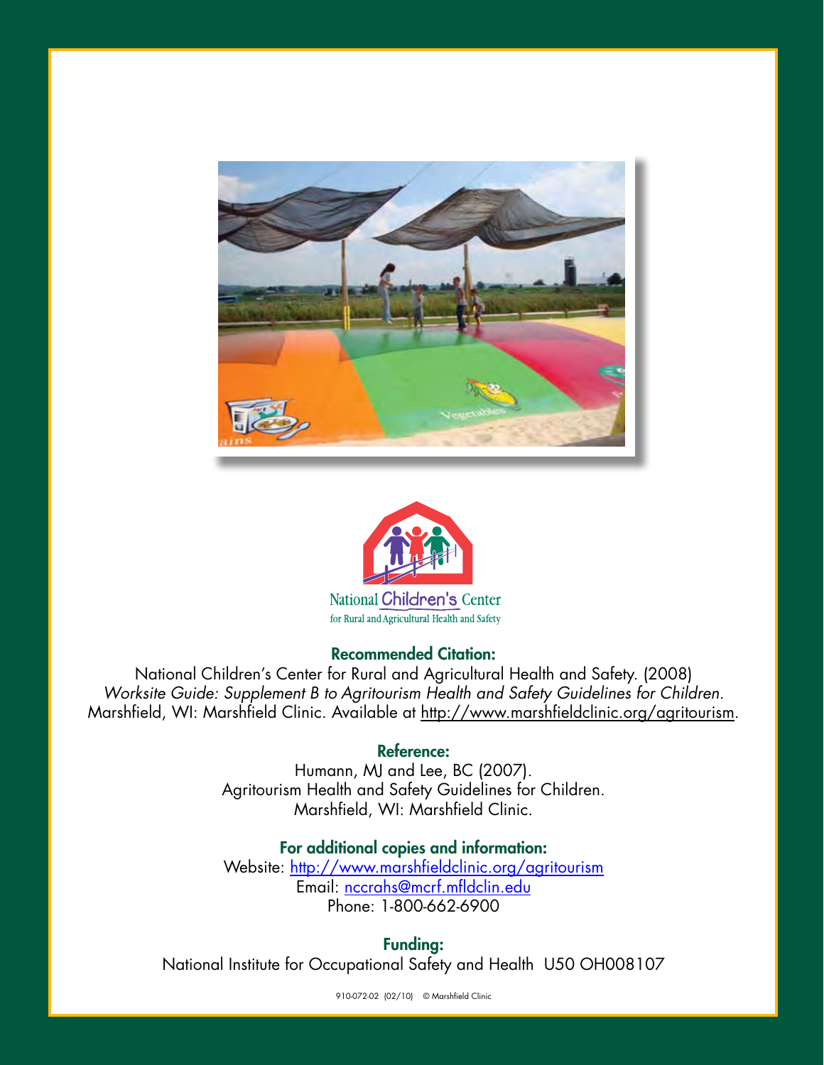National Children's Center for Rural and Agricultural Health and Safety

**Recommended Citation:**

National Children's Center for Rural and Agricultural Health and Safety. (2008) *Worksite Guide: Supplement B to Agritourism Health and Safety Guidelines for Children.* Marshfield, WI: Marshfield Clinic. Available at http://www.marshfieldclinic.org/agritourism.

**Reference:**

Humann, MJ and Lee, BC (2007).
Agritourism Health and Safety Guidelines for Children.
Marshfield, WI: Marshfield Clinic.

**For additional copies and information:**

Website: http://www.marshfieldclinic.org/agritourism
Email: nccrahs@mcrf.mfldclin.edu
Phone: 1-800-662-6900

**Funding:**

National Institute for Occupational Safety and Health U50 OH008107

910-072-02 (02/10) © Marshfield Clinic